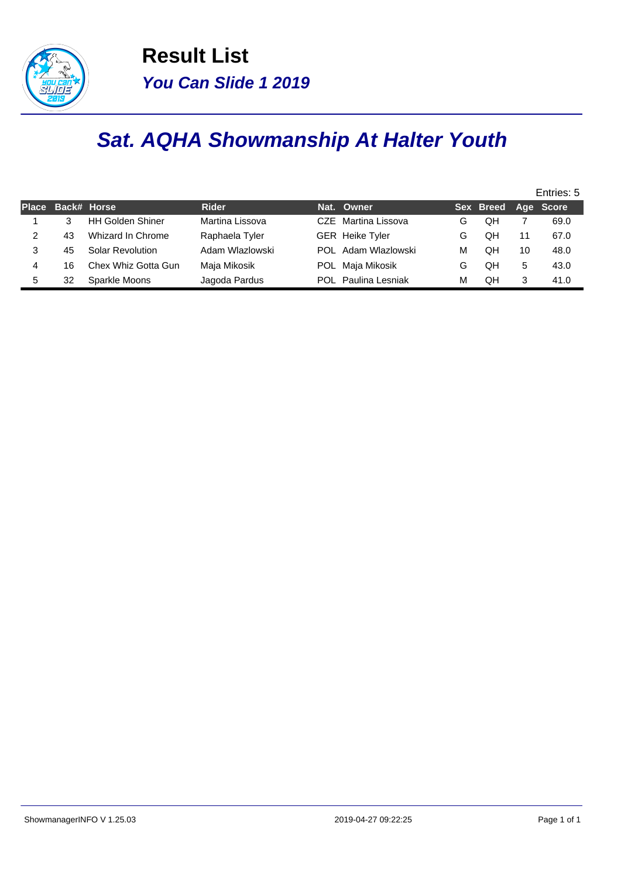# Result List

## *You Can Slide 1 2019*

# *Sat. AQHA Showmanship At Halter Youth*

Entries: 5

| Place | Back# | Horse | Rider | Nat. | Owner | Sex | Breed | Age | Score |
|---|---|---|---|---|---|---|---|---|---|
| 1 | 3 | HH Golden Shiner | Martina Lissova | CZE | Martina Lissova | G | QH | 7 | 69.0 |
| 2 | 43 | Whizard In Chrome | Raphaela Tyler | GER | Heike Tyler | G | QH | 11 | 67.0 |
| 3 | 45 | Solar Revolution | Adam Wlazlowski | POL | Adam Wlazlowski | M | QH | 10 | 48.0 |
| 4 | 16 | Chex Whiz Gotta Gun | Maja Mikosik | POL | Maja Mikosik | G | QH | 5 | 43.0 |
| 5 | 32 | Sparkle Moons | Jagoda Pardus | POL | Paulina Lesniak | M | QH | 3 | 41.0 |

ShowmanagerINFO V 1.25.03 — 2019-04-27 09:22:25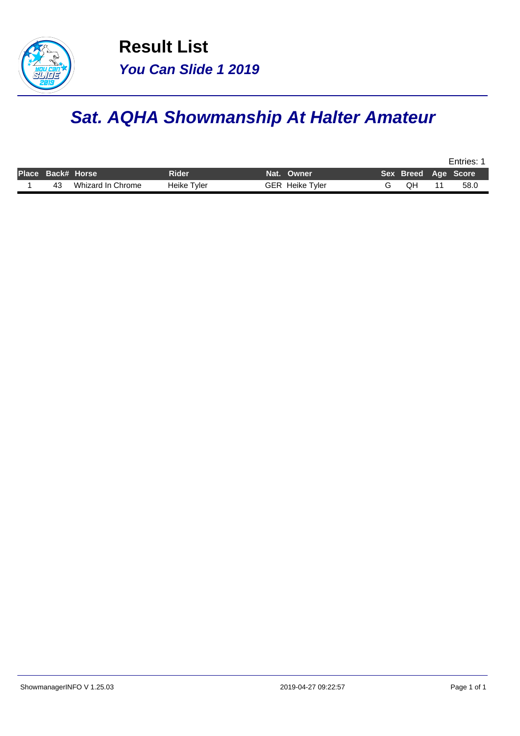# Result List

***You Can Slide 1 2019***

## *Sat. AQHA Showmanship At Halter Amateur*

Entries: 1

| Place | Back# | Horse | Rider | Nat. | Owner | Sex | Breed | Age | Score |
|---|---|---|---|---|---|---|---|---|---|
| 1 | 43 | Whizard In Chrome | Heike Tyler | GER | Heike Tyler | G | QH | 11 | 58.0 |

ShowmanagerINFO V 1.25.03 2019-04-27 09:22:57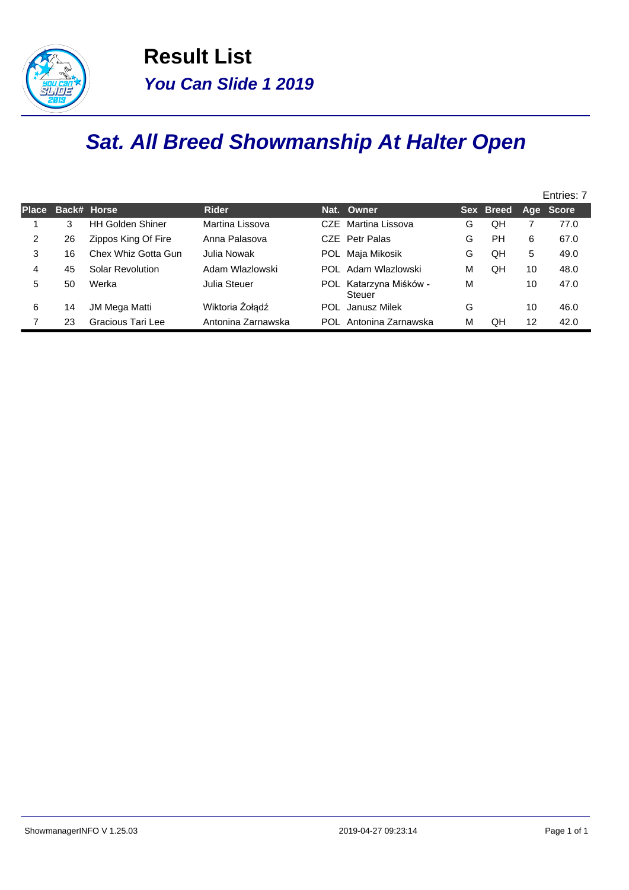# Result List

## *You Can Slide 1 2019*

# *Sat. All Breed Showmanship At Halter Open*

Entries: 7

| Place | Back# | Horse | Rider | Nat. | Owner | Sex | Breed | Age | Score |
|---|---|---|---|---|---|---|---|---|---|
| 1 | 3 | HH Golden Shiner | Martina Lissova | CZE | Martina Lissova | G | QH | 7 | 77.0 |
| 2 | 26 | Zippos King Of Fire | Anna Palasova | CZE | Petr Palas | G | PH | 6 | 67.0 |
| 3 | 16 | Chex Whiz Gotta Gun | Julia Nowak | POL | Maja Mikosik | G | QH | 5 | 49.0 |
| 4 | 45 | Solar Revolution | Adam Wlazlowski | POL | Adam Wlazlowski | M | QH | 10 | 48.0 |
| 5 | 50 | Werka | Julia Steuer | POL | Katarzyna Miśków - Steuer | M | | 10 | 47.0 |
| 6 | 14 | JM Mega Matti | Wiktoria Żołądź | POL | Janusz Milek | G | | 10 | 46.0 |
| 7 | 23 | Gracious Tari Lee | Antonina Zarnawska | POL | Antonina Zarnawska | M | QH | 12 | 42.0 |

ShowmanagerINFO V 1.25.03 2019-04-27 09:23:14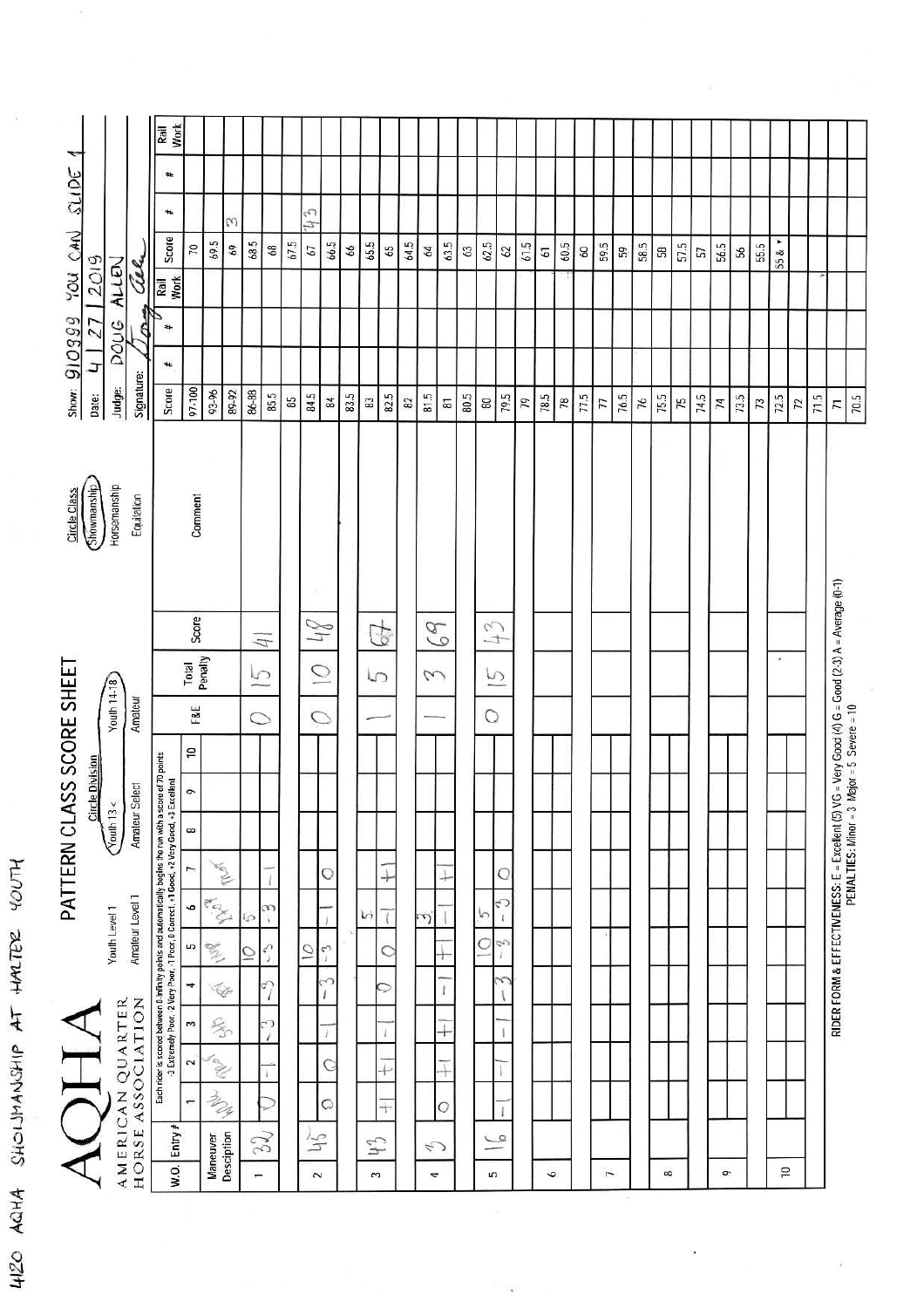4120 AQHA SHOWMANSHIP AT HALTER YOUTH

# AQHA

AMERICAN QUARTER HORSE ASSOCIATION

## PATTERN CLASS SCORE SHEET

Circle Division: Youth Level 1, Amateur Level 1, Youth 13 & Under (circled), Amateur Select, Youth 14-18 (circled), Amateur

Circle Class: Showmanship (circled), Horsemanship, Equitation

Show: 910999 YOU CAN SLIDE 1
Date: 4 | 27 | 2019
Judge: DOUG ALLEN
Signature: Doug Allen

Each rider is scored between 0-infinity points and automatically begins the run with a score of 70 points. -3 Extremely Poor, -2 Very Poor, -1 Poor, 0 Correct, +1 Good, +2 Very Good, +3 Excellent

| W.O. | Entry # | 1 | 2 | 3 | 4 | 5 | 6 | 7 | 8 | 9 | 10 | F&E | Total Penalty | Score | Comment |
|---|---|---|---|---|---|---|---|---|---|---|---|---|---|---|---|
| Maneuver Description | | Walk | Trot | Stop | Back | Turn | Set Up | Trot | | | | | | | |
| 1 | 32 | | | | | 10 | 5 | | | | | | | | |
| | | 0 | -1 | -3 | -3 | -3 | -3 | -1 | | | | 0 | 15 | 41 | |
| 2 | 45 | | | | | 10 | | | | | | | | | |
| | | 0 | 0 | -1 | -3 | -3 | -1 | 0 | | | | 0 | 10 | 48 | |
| 3 | 43 | | | | | | 5 | | | | | | | | |
| | | +1 | +1 | -1 | 0 | 0 | -1 | +1 | | | | 1 | 5 | 67 | |
| 4 | 3 | | | | | | 3 | | | | | | | | |
| | | 0 | +1 | +1 | -1 | +1 | -1 | +1 | | | | 1 | 3 | 68 | |
| 5 | 16 | | | | | 10 | 5 | | | | | | | | |
| | | -1 | -1 | -1 | -3 | -3 | -3 | 0 | | | | 0 | 15 | 43 | |
| 6 | | | | | | | | | | | | | | | |
| 7 | | | | | | | | | | | | | | | |
| 8 | | | | | | | | | | | | | | | |
| 9 | | | | | | | | | | | | | | | |
| 10 | | | | | | | | | | | | | | | |

RIDER FORM & EFFECTIVENESS: E = Excellent (5) VG = Very Good (4) G = Good (2-3) A = Average (0-1)
PENALTIES: Minor = 3 Major = 5 Severe = 10

| Score | # | # | Rail Work | Score | # | # | Rail Work |
|---|---|---|---|---|---|---|---|
| 97-100 | | | | 70 | | | |
| 93-96 | | | | 69.5 | | | |
| 89-92 | | | | 69 | 3 | | |
| 86-88 | | | | 68.5 | | | |
| 85.5 | | | | 68 | | | |
| 85 | | | | 67.5 | | | |
| 84.5 | | | | 67 | 43 | | |
| 84 | | | | 66.5 | | | |
| 83.5 | | | | 66 | | | |
| 83 | | | | 65.5 | | | |
| 82.5 | | | | 65 | | | |
| 82 | | | | 64.5 | | | |
| 81.5 | | | | 64 | | | |
| 81 | | | | 63.5 | | | |
| 80.5 | | | | 63 | | | |
| 80 | | | | 62.5 | | | |
| 79.5 | | | | 62 | | | |
| 79 | | | | 61.5 | | | |
| 78.5 | | | | 61 | | | |
| 78 | | | | 60.5 | | | |
| 77.5 | | | | 60 | | | |
| 77 | | | | 59.5 | | | |
| 76.5 | | | | 59 | | | |
| 76 | | | | 58.5 | | | |
| 75.5 | | | | 58 | | | |
| 75 | | | | 57.5 | | | |
| 74.5 | | | | 57 | | | |
| 74 | | | | 56.5 | | | |
| 73.5 | | | | 56 | | | |
| 73 | | | | 55.5 | | | |
| 72.5 | | | | 55 & ▼ | | | |
| 72 | | | | | | | |
| 71.5 | | | | | | | |
| 71 | | | | | | | |
| 70.5 | | | | | | | |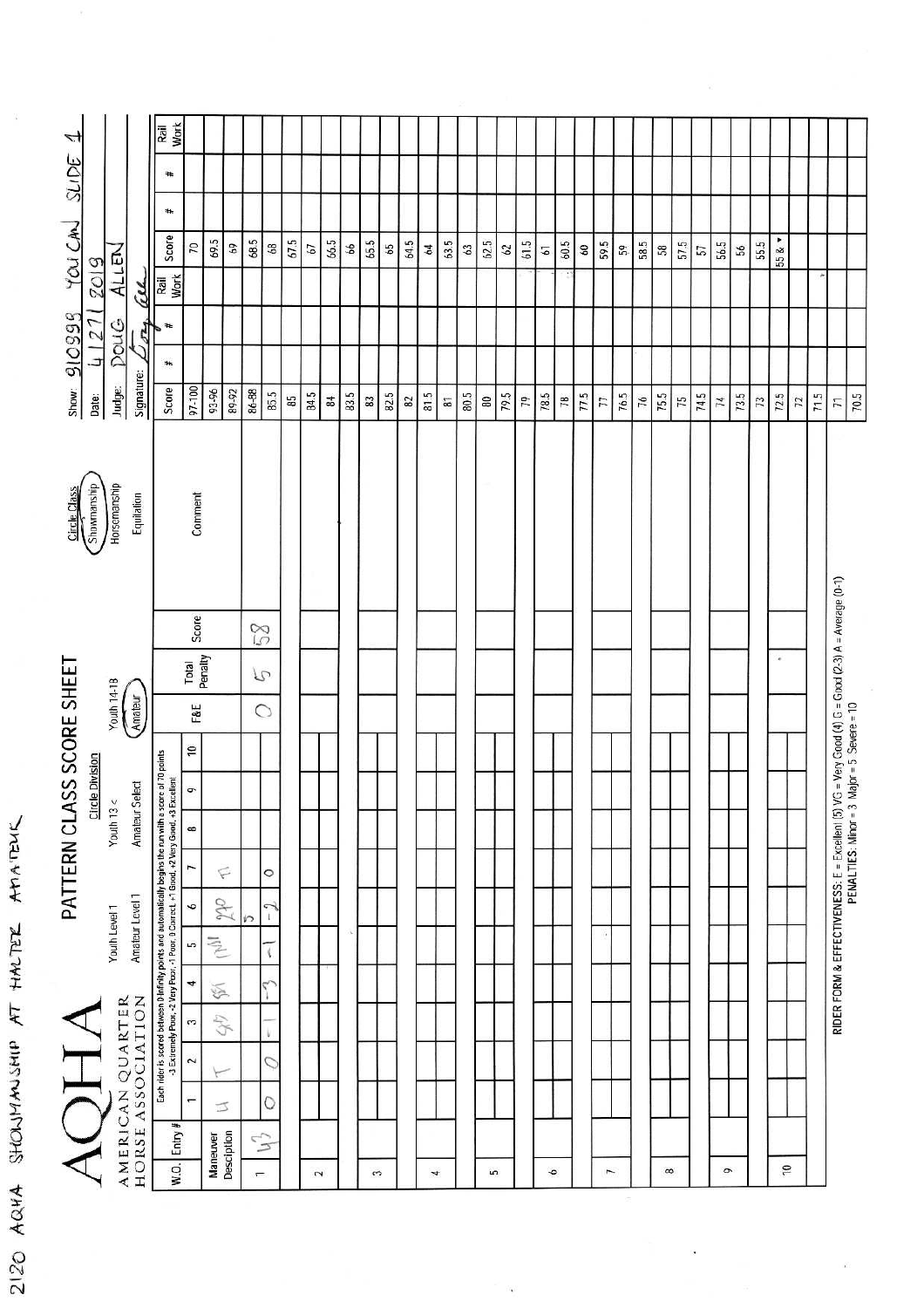2120 AQHA SHOWMANSHIP AT HALTER AMATEUR

# AQHA

AMERICAN QUARTER HORSE ASSOCIATION

## PATTERN CLASS SCORE SHEET

Circle Division: Youth Level 1 | Youth 13 < | Youth 14-18 | Amateur Level 1 | Amateur Select | **Amateur** (circled)

Circle Class: **Showmanship** (circled) | Horsemanship | Equitation

Show: 910998 YOU CAN SLIDE 1

Date: 4/27/2019

Judge: DOUG ALLEN

Signature: (signed)

Each rider is scored between 0-infinity points and automatically begins the run with a score of 70 points.
-3 Extremely Poor, -2 Very Poor, -1 Poor, 0 Correct, +1 Good, +2 Very Good, +3 Excellent

| W.O. | Entry # | 1 | 2 | 3 | 4 | 5 | 6 | 7 | 8 | 9 | 10 | F&E | Total Penalty | Score | Comment |
|---|---|---|---|---|---|---|---|---|---|---|---|---|---|---|---|
| Maneuver Description | | W | T | 90 | 90 | W | 270 5 | T | | | | | | | |
| 1 | 43 | 0 | 0 | -1 | -3 | -1 | -2 | 0 | | | | 0 | 5 | 58 | |
| 2 | | | | | | | | | | | | | | | |
| 3 | | | | | | | | | | | | | | | |
| 4 | | | | | | | | | | | | | | | |
| 5 | | | | | | | | | | | | | | | |
| 6 | | | | | | | | | | | | | | | |
| 7 | | | | | | | | | | | | | | | |
| 8 | | | | | | | | | | | | | | | |
| 9 | | | | | | | | | | | | | | | |
| 10 | | | | | | | | | | | | | | | |

| Score | # | # | Rail Work | Score | # | # | Rail Work |
|---|---|---|---|---|---|---|---|
| 97-100 | | | | 70 | | | |
| 93-96 | | | | 69.5 | | | |
| 89-92 | | | | 69 | | | |
| 86-88 | | | | 68.5 | | | |
| 85.5 | | | | 68 | | | |
| 85 | | | | 67.5 | | | |
| 84.5 | | | | 67 | | | |
| 84 | | | | 66.5 | | | |
| 83.5 | | | | 66 | | | |
| 83 | | | | 65.5 | | | |
| 82.5 | | | | 65 | | | |
| 82 | | | | 64.5 | | | |
| 81.5 | | | | 64 | | | |
| 81 | | | | 63.5 | | | |
| 80.5 | | | | 63 | | | |
| 80 | | | | 62.5 | | | |
| 79.5 | | | | 62 | | | |
| 79 | | | | 61.5 | | | |
| 78.5 | | | | 61 | | | |
| 78 | | | | 60.5 | | | |
| 77.5 | | | | 60 | | | |
| 77 | | | | 59.5 | | | |
| 76.5 | | | | 59 | | | |
| 76 | | | | 58.5 | | | |
| 75.5 | | | | 58 | | | |
| 75 | | | | 57.5 | | | |
| 74.5 | | | | 57 | | | |
| 74 | | | | 56.5 | | | |
| 73.5 | | | | 56 | | | |
| 73 | | | | 55.5 | | | |
| 72.5 | | | | 55 & ▼ | | | |
| 72 | | | | | | | |
| 71.5 | | | | | | | |
| 71 | | | | | | | |
| 70.5 | | | | | | | |

RIDER FORM & EFFECTIVENESS: E = Excellent (5) VG = Very Good (4) G = Good (2-3) A = Average (0-1)
PENALTIES: Minor = 3 Major = 5 Severe = 10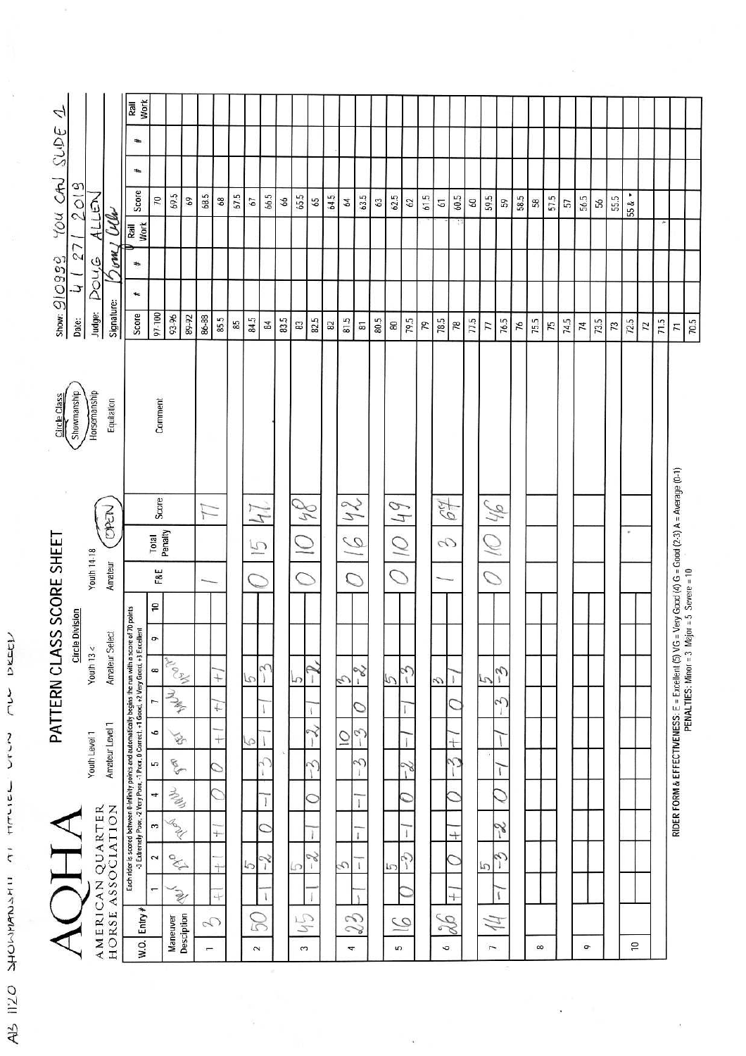AB 1120 SHOWMANSHIP AT HALTER OPEN ALL BREED

# AQHA

AMERICAN QUARTER HORSE ASSOCIATION

## PATTERN CLASS SCORE SHEET

Circle Division: Youth Level 1 / Youth 13 < / Youth 14-18 / Amateur Level 1 / Amateur Select / Amateur / **OPEN** (circled)

Circle Class: **Showmanship** (circled) / Horsemanship / Equitation

Show: 910999 You Can Slide 2

Date: 4/27/2019

Judge: Doug Allen

Signature: (signed)

Each rider is scored between 0-infinity points and automatically begins the run with a score of 70 points. -3 Extremely Poor, -2 Very Poor, -1 Poor, 0 Correct, +1 Good, +2 Very Good, +3 Excellent

| W.O. | Entry # | 1 | 2 | 3 | 4 | 5 | 6 | 7 | 8 | 9 | 10 | F&E | Total Penalty | Score | Comment |
|---|---|---|---|---|---|---|---|---|---|---|---|---|---|---|---|
| Maneuver Description | | | | | | | | | | | | | | | |
| 1 | 3 | +1 | +1 | +1 | 0 | 0 | +1 | +1 | +1 | | | 1 | | 77 | |
| 2 | 50 | -1 | 5 -2 | 0 | -1 | -3 | 5 -1 | -1 | 5 -3 | | | 0 | 15 | 47 | |
| 3 | 45 | -1 | 5 -2 | -1 | 0 | -3 | -2 | -1 | 5 -2 | | | 0 | 10 | 48 | |
| 4 | 23 | -1 | 3 -1 | -1 | -1 | -3 | 10 -3 | 0 | 3 -2 | | | 0 | 16 | 42 | |
| 5 | 16 | 0 | 5 -3 | -1 | 0 | -2 | -1 | -1 | 5 -3 | | | 0 | 10 | 49 | |
| 6 | 26 | +1 | 0 | +1 | 0 | -3 | +1 | 0 | 3 -1 | | | 1 | 3 | 67 | |
| 7 | 14 | -1 | 5 -3 | -2 | 0 | -1 | -1 | -3 | 5 -3 | | | 0 | 10 | 46 | |
| 8 | | | | | | | | | | | | | | | |
| 9 | | | | | | | | | | | | | | | |
| 10 | | | | | | | | | | | | | | | |

| Score | # | # | Rail Work | Score | # | # | Rail Work |
|---|---|---|---|---|---|---|---|
| 97-100 | | | | 70 | | | |
| 93-96 | | | | 69.5 | | | |
| 89-92 | | | | 69 | | | |
| 86-88 | | | | 68.5 | | | |
| 85.5 | | | | 68 | | | |
| 85 | | | | 67.5 | | | |
| 84.5 | | | | 67 | | | |
| 84 | | | | 66.5 | | | |
| 83.5 | | | | 66 | | | |
| 83 | | | | 65.5 | | | |
| 82.5 | | | | 65 | | | |
| 82 | | | | 64.5 | | | |
| 81.5 | | | | 64 | | | |
| 81 | | | | 63.5 | | | |
| 80.5 | | | | 63 | | | |
| 80 | | | | 62.5 | | | |
| 79.5 | | | | 62 | | | |
| 79 | | | | 61.5 | | | |
| 78.5 | | | | 61 | | | |
| 78 | | | | 60.5 | | | |
| 77.5 | | | | 60 | | | |
| 77 | | | | 59.5 | | | |
| 76.5 | | | | 59 | | | |
| 76 | | | | 58.5 | | | |
| 75.5 | | | | 58 | | | |
| 75 | | | | 57.5 | | | |
| 74.5 | | | | 57 | | | |
| 74 | | | | 56.5 | | | |
| 73.5 | | | | 56 | | | |
| 73 | | | | 55.5 | | | |
| 72.5 | | | | 55 & ▼ | | | |
| 72 | | | | | | | |
| 71.5 | | | | | | | |
| 71 | | | | | | | |
| 70.5 | | | | | | | |

RIDER FORM & EFFECTIVENESS: E = Excellent (5) VG = Very Good (4) G = Good (2-3) A = Average (0-1)
PENALTIES: Minor = 3 Major = 5 Severe = 10